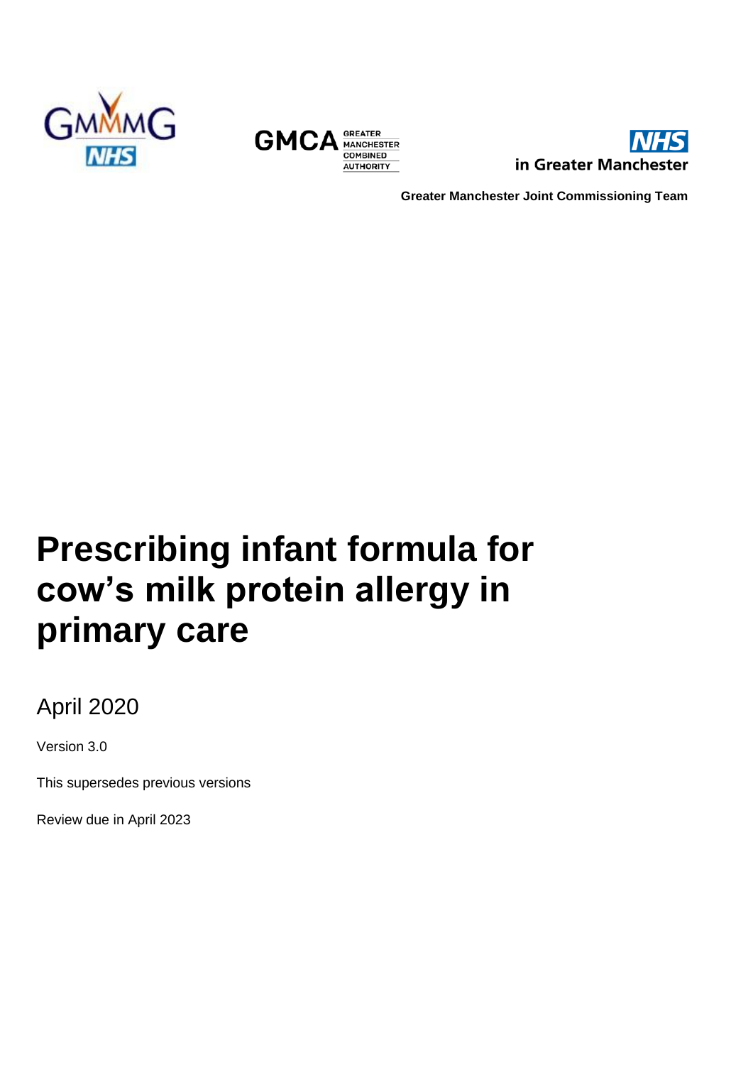GMMMG NHS

GMCA GREATER MANCHESTER COMBINED AUTHORITY

NHS in Greater Manchester

**Greater Manchester Joint Commissioning Team**

# Prescribing infant formula for cow's milk protein allergy in primary care

April 2020

Version 3.0

This supersedes previous versions

Review due in April 2023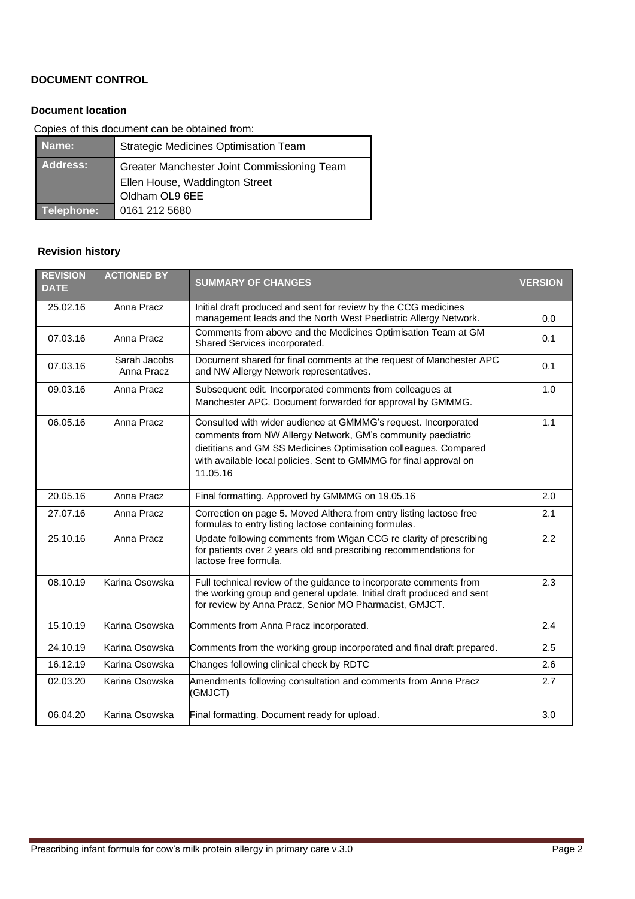## DOCUMENT CONTROL

### Document location

Copies of this document can be obtained from:

| | |
|---|---|
| **Name:** | Strategic Medicines Optimisation Team |
| **Address:** | Greater Manchester Joint Commissioning Team<br>Ellen House, Waddington Street<br>Oldham OL9 6EE |
| **Telephone:** | 0161 212 5680 |

### Revision history

| REVISION DATE | ACTIONED BY | SUMMARY OF CHANGES | VERSION |
|---|---|---|---|
| 25.02.16 | Anna Pracz | Initial draft produced and sent for review by the CCG medicines management leads and the North West Paediatric Allergy Network. | 0.0 |
| 07.03.16 | Anna Pracz | Comments from above and the Medicines Optimisation Team at GM Shared Services incorporated. | 0.1 |
| 07.03.16 | Sarah Jacobs<br>Anna Pracz | Document shared for final comments at the request of Manchester APC and NW Allergy Network representatives. | 0.1 |
| 09.03.16 | Anna Pracz | Subsequent edit. Incorporated comments from colleagues at Manchester APC. Document forwarded for approval by GMMMG. | 1.0 |
| 06.05.16 | Anna Pracz | Consulted with wider audience at GMMMG's request. Incorporated comments from NW Allergy Network, GM's community paediatric dietitians and GM SS Medicines Optimisation colleagues. Compared with available local policies. Sent to GMMMG for final approval on 11.05.16 | 1.1 |
| 20.05.16 | Anna Pracz | Final formatting. Approved by GMMMG on 19.05.16 | 2.0 |
| 27.07.16 | Anna Pracz | Correction on page 5. Moved Althera from entry listing lactose free formulas to entry listing lactose containing formulas. | 2.1 |
| 25.10.16 | Anna Pracz | Update following comments from Wigan CCG re clarity of prescribing for patients over 2 years old and prescribing recommendations for lactose free formula. | 2.2 |
| 08.10.19 | Karina Osowska | Full technical review of the guidance to incorporate comments from the working group and general update. Initial draft produced and sent for review by Anna Pracz, Senior MO Pharmacist, GMJCT. | 2.3 |
| 15.10.19 | Karina Osowska | Comments from Anna Pracz incorporated. | 2.4 |
| 24.10.19 | Karina Osowska | Comments from the working group incorporated and final draft prepared. | 2.5 |
| 16.12.19 | Karina Osowska | Changes following clinical check by RDTC | 2.6 |
| 02.03.20 | Karina Osowska | Amendments following consultation and comments from Anna Pracz (GMJCT) | 2.7 |
| 06.04.20 | Karina Osowska | Final formatting. Document ready for upload. | 3.0 |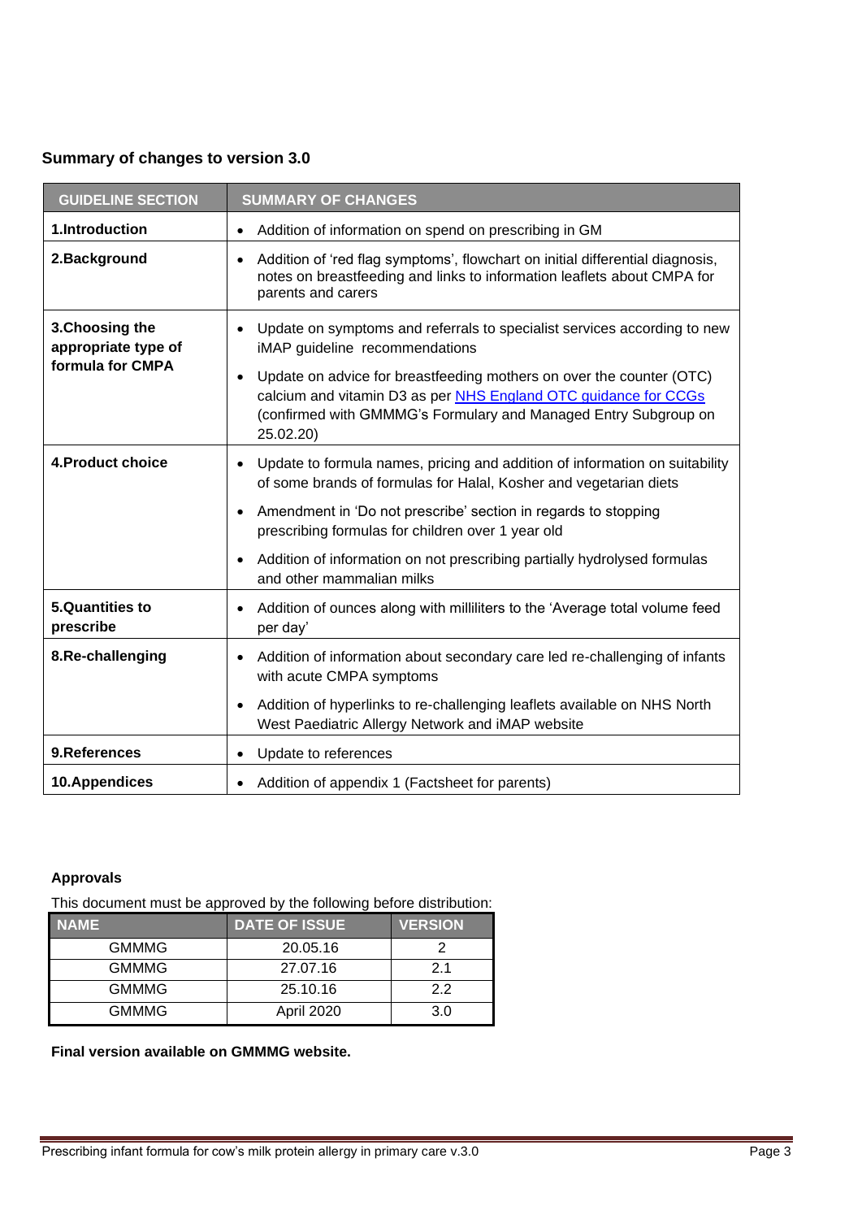## Summary of changes to version 3.0

| GUIDELINE SECTION | SUMMARY OF CHANGES |
|---|---|
| **1.Introduction** | • Addition of information on spend on prescribing in GM |
| **2.Background** | • Addition of 'red flag symptoms', flowchart on initial differential diagnosis, notes on breastfeeding and links to information leaflets about CMPA for parents and carers |
| **3.Choosing the appropriate type of formula for CMPA** | • Update on symptoms and referrals to specialist services according to new iMAP guideline recommendations<br>• Update on advice for breastfeeding mothers on over the counter (OTC) calcium and vitamin D3 as per NHS England OTC guidance for CCGs (confirmed with GMMMG's Formulary and Managed Entry Subgroup on 25.02.20) |
| **4.Product choice** | • Update to formula names, pricing and addition of information on suitability of some brands of formulas for Halal, Kosher and vegetarian diets<br>• Amendment in 'Do not prescribe' section in regards to stopping prescribing formulas for children over 1 year old<br>• Addition of information on not prescribing partially hydrolysed formulas and other mammalian milks |
| **5.Quantities to prescribe** | • Addition of ounces along with milliliters to the 'Average total volume feed per day' |
| **8.Re-challenging** | • Addition of information about secondary care led re-challenging of infants with acute CMPA symptoms<br>• Addition of hyperlinks to re-challenging leaflets available on NHS North West Paediatric Allergy Network and iMAP website |
| **9.References** | • Update to references |
| **10.Appendices** | • Addition of appendix 1 (Factsheet for parents) |

**Approvals**

This document must be approved by the following before distribution:

| NAME | DATE OF ISSUE | VERSION |
|---|---|---|
| GMMMG | 20.05.16 | 2 |
| GMMMG | 27.07.16 | 2.1 |
| GMMMG | 25.10.16 | 2.2 |
| GMMMG | April 2020 | 3.0 |

**Final version available on GMMMG website.**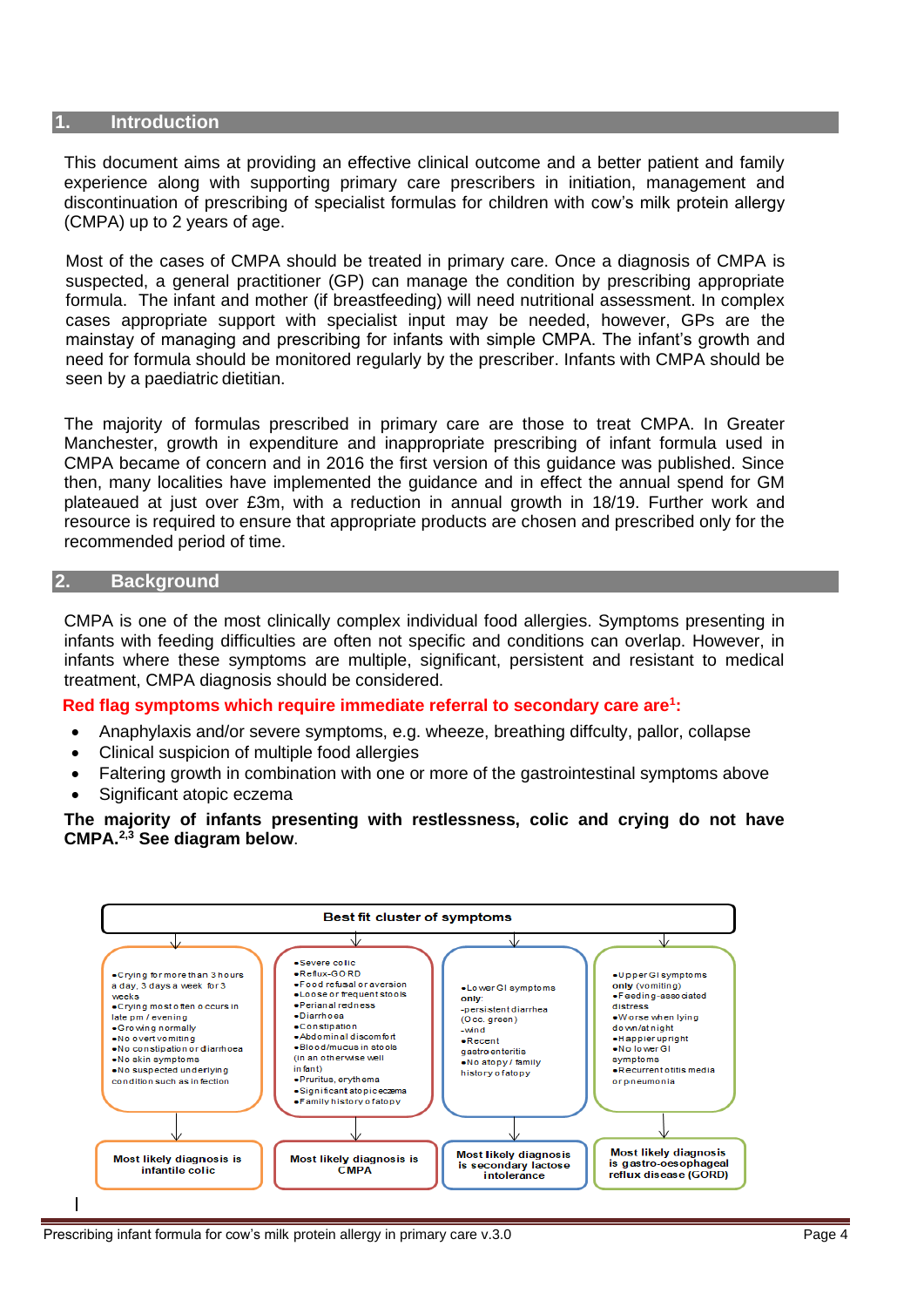## 1. Introduction

This document aims at providing an effective clinical outcome and a better patient and family experience along with supporting primary care prescribers in initiation, management and discontinuation of prescribing of specialist formulas for children with cow's milk protein allergy (CMPA) up to 2 years of age.

Most of the cases of CMPA should be treated in primary care. Once a diagnosis of CMPA is suspected, a general practitioner (GP) can manage the condition by prescribing appropriate formula. The infant and mother (if breastfeeding) will need nutritional assessment. In complex cases appropriate support with specialist input may be needed, however, GPs are the mainstay of managing and prescribing for infants with simple CMPA. The infant's growth and need for formula should be monitored regularly by the prescriber. Infants with CMPA should be seen by a paediatric dietitian.

The majority of formulas prescribed in primary care are those to treat CMPA. In Greater Manchester, growth in expenditure and inappropriate prescribing of infant formula used in CMPA became of concern and in 2016 the first version of this guidance was published. Since then, many localities have implemented the guidance and in effect the annual spend for GM plateaued at just over £3m, with a reduction in annual growth in 18/19. Further work and resource is required to ensure that appropriate products are chosen and prescribed only for the recommended period of time.

## 2. Background

CMPA is one of the most clinically complex individual food allergies. Symptoms presenting in infants with feeding difficulties are often not specific and conditions can overlap. However, in infants where these symptoms are multiple, significant, persistent and resistant to medical treatment, CMPA diagnosis should be considered.

**Red flag symptoms which require immediate referral to secondary care are[1]:**

- Anaphylaxis and/or severe symptoms, e.g. wheeze, breathing diffculty, pallor, collapse
- Clinical suspicion of multiple food allergies
- Faltering growth in combination with one or more of the gastrointestinal symptoms above
- Significant atopic eczema

**The majority of infants presenting with restlessness, colic and crying do not have CMPA.[2,3] See diagram below**.

**Best fit cluster of symptoms**

| Symptoms | Most likely diagnosis |
|---|---|
| •Crying for more than 3 hours a day, 3 days a week for 3 weeks •Crying most often occurs in late pm / evening •Growing normally •No overt vomiting •No constipation or diarrhoea •No skin symptoms •No suspected underlying condition such as infection | **Most likely diagnosis is infantile colic** |
| •Severe colic •Reflux-GORD •Food refusal or aversion •Loose or frequent stools •Perianal redness •Diarrhoea •Constipation •Abdominal discomfort •Blood/mucus in stools (in an otherwise well infant) •Pruritus, erythema •Significant atopic eczema •Family history of atopy | **Most likely diagnosis is CMPA** |
| •Lower GI symptoms **only**: -persistent diarrhea (Occ. green) -wind •Recent gastroenteritis •No atopy / family history of atopy | **Most likely diagnosis is secondary lactose intolerance** |
| •Upper GI symptoms **only** (vomiting) •Feeding-associated distress •Worse when lying down/at night •Happier upright •No lower GI symptoms •Recurrent otitis media or pneumonia | **Most likely diagnosis is gastro-oesophageal reflux disease (GORD)** |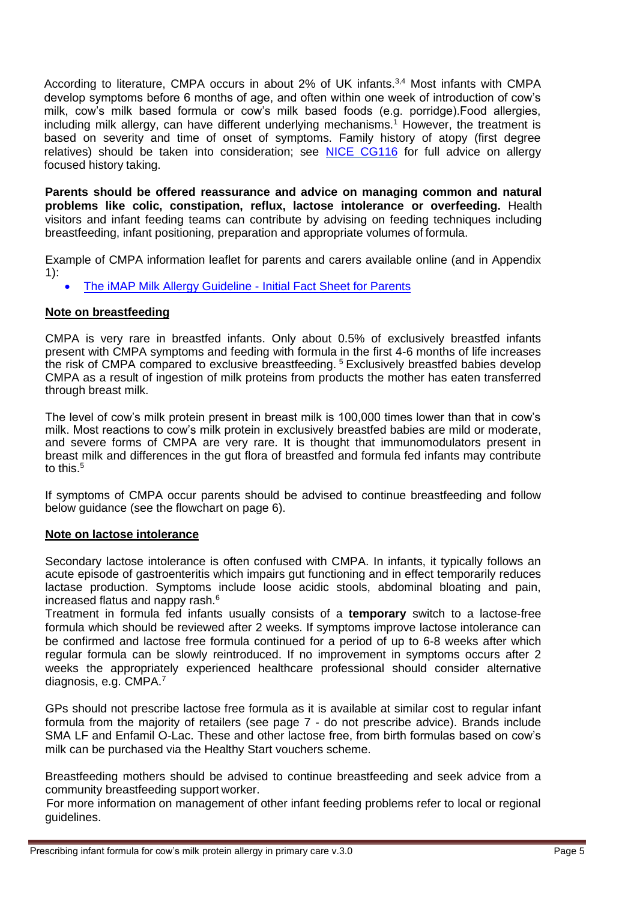According to literature, CMPA occurs in about 2% of UK infants.[3,4] Most infants with CMPA develop symptoms before 6 months of age, and often within one week of introduction of cow's milk, cow's milk based formula or cow's milk based foods (e.g. porridge).Food allergies, including milk allergy, can have different underlying mechanisms.[1] However, the treatment is based on severity and time of onset of symptoms. Family history of atopy (first degree relatives) should be taken into consideration; see NICE CG116 for full advice on allergy focused history taking.

**Parents should be offered reassurance and advice on managing common and natural problems like colic, constipation, reflux, lactose intolerance or overfeeding.** Health visitors and infant feeding teams can contribute by advising on feeding techniques including breastfeeding, infant positioning, preparation and appropriate volumes of formula.

Example of CMPA information leaflet for parents and carers available online (and in Appendix 1):

- The iMAP Milk Allergy Guideline - Initial Fact Sheet for Parents

**Note on breastfeeding**

CMPA is very rare in breastfed infants. Only about 0.5% of exclusively breastfed infants present with CMPA symptoms and feeding with formula in the first 4-6 months of life increases the risk of CMPA compared to exclusive breastfeeding.[5] Exclusively breastfed babies develop CMPA as a result of ingestion of milk proteins from products the mother has eaten transferred through breast milk.

The level of cow's milk protein present in breast milk is 100,000 times lower than that in cow's milk. Most reactions to cow's milk protein in exclusively breastfed babies are mild or moderate, and severe forms of CMPA are very rare. It is thought that immunomodulators present in breast milk and differences in the gut flora of breastfed and formula fed infants may contribute to this.[5]

If symptoms of CMPA occur parents should be advised to continue breastfeeding and follow below guidance (see the flowchart on page 6).

**Note on lactose intolerance**

Secondary lactose intolerance is often confused with CMPA. In infants, it typically follows an acute episode of gastroenteritis which impairs gut functioning and in effect temporarily reduces lactase production. Symptoms include loose acidic stools, abdominal bloating and pain, increased flatus and nappy rash.[6]

Treatment in formula fed infants usually consists of a **temporary** switch to a lactose-free formula which should be reviewed after 2 weeks. If symptoms improve lactose intolerance can be confirmed and lactose free formula continued for a period of up to 6-8 weeks after which regular formula can be slowly reintroduced. If no improvement in symptoms occurs after 2 weeks the appropriately experienced healthcare professional should consider alternative diagnosis, e.g. CMPA.[7]

GPs should not prescribe lactose free formula as it is available at similar cost to regular infant formula from the majority of retailers (see page 7 - do not prescribe advice). Brands include SMA LF and Enfamil O-Lac. These and other lactose free, from birth formulas based on cow's milk can be purchased via the Healthy Start vouchers scheme.

Breastfeeding mothers should be advised to continue breastfeeding and seek advice from a community breastfeeding support worker.

For more information on management of other infant feeding problems refer to local or regional guidelines.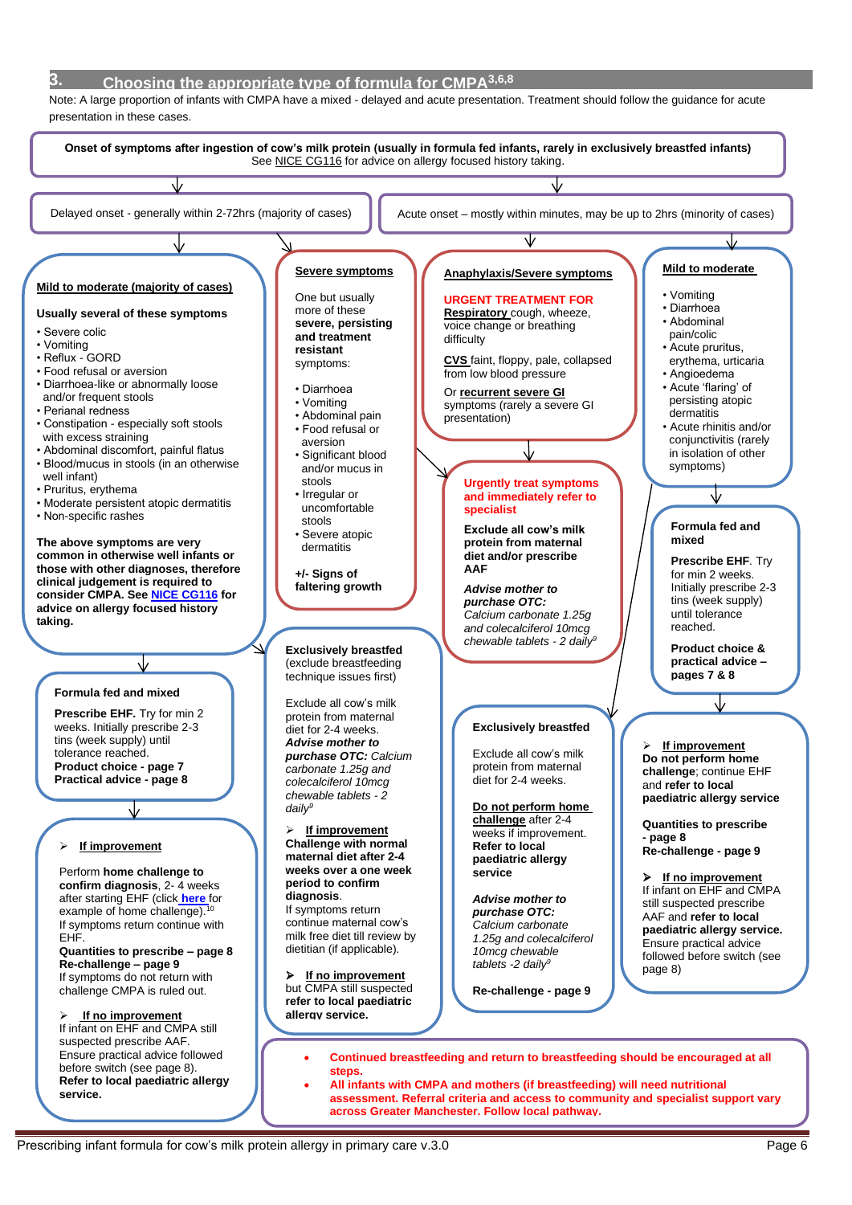## 3. Choosing the appropriate type of formula for CMPA[3,6,8]

Note: A large proportion of infants with CMPA have a mixed - delayed and acute presentation. Treatment should follow the guidance for acute presentation in these cases.

**Onset of symptoms after ingestion of cow's milk protein (usually in formula fed infants, rarely in exclusively breastfed infants)**
See NICE CG116 for advice on allergy focused history taking.

### Delayed onset - generally within 2-72hrs (majority of cases)

**Mild to moderate (majority of cases)**

**Usually several of these symptoms**

- Severe colic
- Vomiting
- Reflux - GORD
- Food refusal or aversion
- Diarrhoea-like or abnormally loose and/or frequent stools
- Perianal redness
- Constipation - especially soft stools with excess straining
- Abdominal discomfort, painful flatus
- Blood/mucus in stools (in an otherwise well infant)
- Pruritus, erythema
- Moderate persistent atopic dermatitis
- Non-specific rashes

**The above symptoms are very common in otherwise well infants or those with other diagnoses, therefore clinical judgement is required to consider CMPA. See NICE CG116 for advice on allergy focused history taking.**

**Formula fed and mixed**

**Prescribe EHF.** Try for min 2 weeks. Initially prescribe 2-3 tins (week supply) until tolerance reached.
**Product choice - page 7**
**Practical advice - page 8**

➢ **If improvement**

Perform **home challenge to confirm diagnosis**, 2- 4 weeks after starting EHF (click here for example of home challenge).[10]
If symptoms return continue with EHF.
**Quantities to prescribe – page 8**
**Re-challenge – page 9**
If symptoms do not return with challenge CMPA is ruled out.

➢ **If no improvement**
If infant on EHF and CMPA still suspected prescribe AAF.
Ensure practical advice followed before switch (see page 8).
**Refer to local paediatric allergy service.**

**Severe symptoms**

One but usually more of these **severe, persisting and treatment resistant** symptoms:

- Diarrhoea
- Vomiting
- Abdominal pain
- Food refusal or aversion
- Significant blood and/or mucus in stools
- Irregular or uncomfortable stools
- Severe atopic dermatitis

**+/- Signs of faltering growth**

**Exclusively breastfed** (exclude breastfeeding technique issues first)

Exclude all cow's milk protein from maternal diet for 2-4 weeks.
***Advise mother to purchase OTC:*** *Calcium carbonate 1.25g and colecalciferol 10mcg chewable tablets - 2 daily*[9]

➢ **If improvement**
**Challenge with normal maternal diet after 2-4 weeks over a one week period to confirm diagnosis.**
If symptoms return continue maternal cow's milk free diet till review by dietitian (if applicable).

➢ **If no improvement**
but CMPA still suspected **refer to local paediatric allergy service.**

### Acute onset – mostly within minutes, may be up to 2hrs (minority of cases)

**Anaphylaxis/Severe symptoms**

**URGENT TREATMENT FOR**
**Respiratory** cough, wheeze, voice change or breathing difficulty

**CVS** faint, floppy, pale, collapsed from low blood pressure

Or **recurrent severe GI** symptoms (rarely a severe GI presentation)

**Urgently treat symptoms and immediately refer to specialist**

**Exclude all cow's milk protein from maternal diet and/or prescribe AAF**

***Advise mother to purchase OTC:***
*Calcium carbonate 1.25g and colecalciferol 10mcg chewable tablets - 2 daily*[9]

**Exclusively breastfed**

Exclude all cow's milk protein from maternal diet for 2-4 weeks.

**Do not perform home challenge** after 2-4 weeks if improvement.
**Refer to local paediatric allergy service**

***Advise mother to purchase OTC:***
*Calcium carbonate 1.25g and colecalciferol 10mcg chewable tablets -2 daily*[9]

**Re-challenge - page 9**

**Mild to moderate**

- Vomiting
- Diarrhoea
- Abdominal pain/colic
- Acute pruritus, erythema, urticaria
- Angioedema
- Acute 'flaring' of persisting atopic dermatitis
- Acute rhinitis and/or conjunctivitis (rarely in isolation of other symptoms)

**Formula fed and mixed**

**Prescribe EHF**. Try for min 2 weeks. Initially prescribe 2-3 tins (week supply) until tolerance reached.

**Product choice & practical advice – pages 7 & 8**

➢ **If improvement**
**Do not perform home challenge**; continue EHF and **refer to local paediatric allergy service**

**Quantities to prescribe - page 8**
**Re-challenge - page 9**

➢ **If no improvement**
If infant on EHF and CMPA still suspected prescribe AAF and **refer to local paediatric allergy service.**
Ensure practical advice followed before switch (see page 8)

- **Continued breastfeeding and return to breastfeeding should be encouraged at all steps.**
- **All infants with CMPA and mothers (if breastfeeding) will need nutritional assessment. Referral criteria and access to community and specialist support vary across Greater Manchester. Follow local pathway.**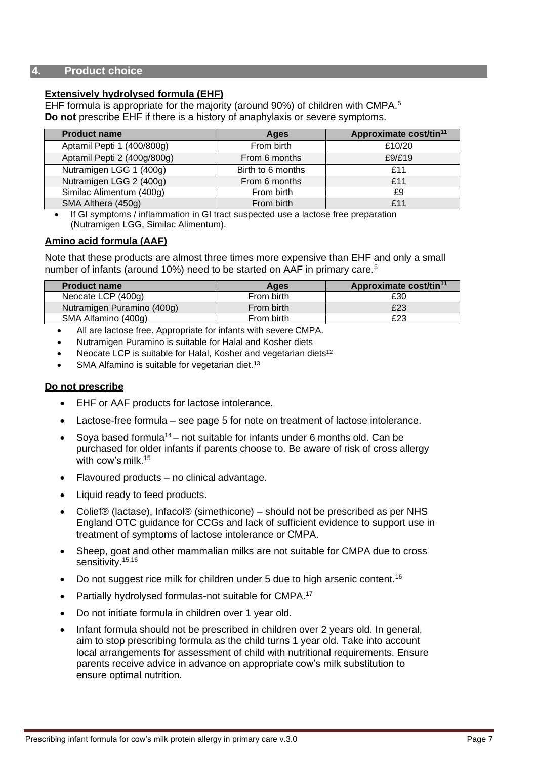## 4. Product choice

**Extensively hydrolysed formula (EHF)**

EHF formula is appropriate for the majority (around 90%) of children with CMPA.[5]
**Do not** prescribe EHF if there is a history of anaphylaxis or severe symptoms.

| Product name | Ages | Approximate cost/tin[11] |
|---|---|---|
| Aptamil Pepti 1 (400/800g) | From birth | £10/20 |
| Aptamil Pepti 2 (400g/800g) | From 6 months | £9/£19 |
| Nutramigen LGG 1 (400g) | Birth to 6 months | £11 |
| Nutramigen LGG 2 (400g) | From 6 months | £11 |
| Similac Alimentum (400g) | From birth | £9 |
| SMA Althera (450g) | From birth | £11 |

- If GI symptoms / inflammation in GI tract suspected use a lactose free preparation (Nutramigen LGG, Similac Alimentum).

**Amino acid formula (AAF)**

Note that these products are almost three times more expensive than EHF and only a small number of infants (around 10%) need to be started on AAF in primary care.[5]

| Product name | Ages | Approximate cost/tin[11] |
|---|---|---|
| Neocate LCP (400g) | From birth | £30 |
| Nutramigen Puramino (400g) | From birth | £23 |
| SMA Alfamino (400g) | From birth | £23 |

- All are lactose free. Appropriate for infants with severe CMPA.
- Nutramigen Puramino is suitable for Halal and Kosher diets
- Neocate LCP is suitable for Halal, Kosher and vegetarian diets[12]
- SMA Alfamino is suitable for vegetarian diet.[13]

**Do not prescribe**

- EHF or AAF products for lactose intolerance.
- Lactose-free formula – see page 5 for note on treatment of lactose intolerance.
- Soya based formula[14] – not suitable for infants under 6 months old. Can be purchased for older infants if parents choose to. Be aware of risk of cross allergy with cow's milk.[15]
- Flavoured products – no clinical advantage.
- Liquid ready to feed products.
- Colief® (lactase), Infacol® (simethicone) – should not be prescribed as per NHS England OTC guidance for CCGs and lack of sufficient evidence to support use in treatment of symptoms of lactose intolerance or CMPA.
- Sheep, goat and other mammalian milks are not suitable for CMPA due to cross sensitivity.[15,16]
- Do not suggest rice milk for children under 5 due to high arsenic content.[16]
- Partially hydrolysed formulas-not suitable for CMPA.[17]
- Do not initiate formula in children over 1 year old.
- Infant formula should not be prescribed in children over 2 years old. In general, aim to stop prescribing formula as the child turns 1 year old. Take into account local arrangements for assessment of child with nutritional requirements. Ensure parents receive advice in advance on appropriate cow's milk substitution to ensure optimal nutrition.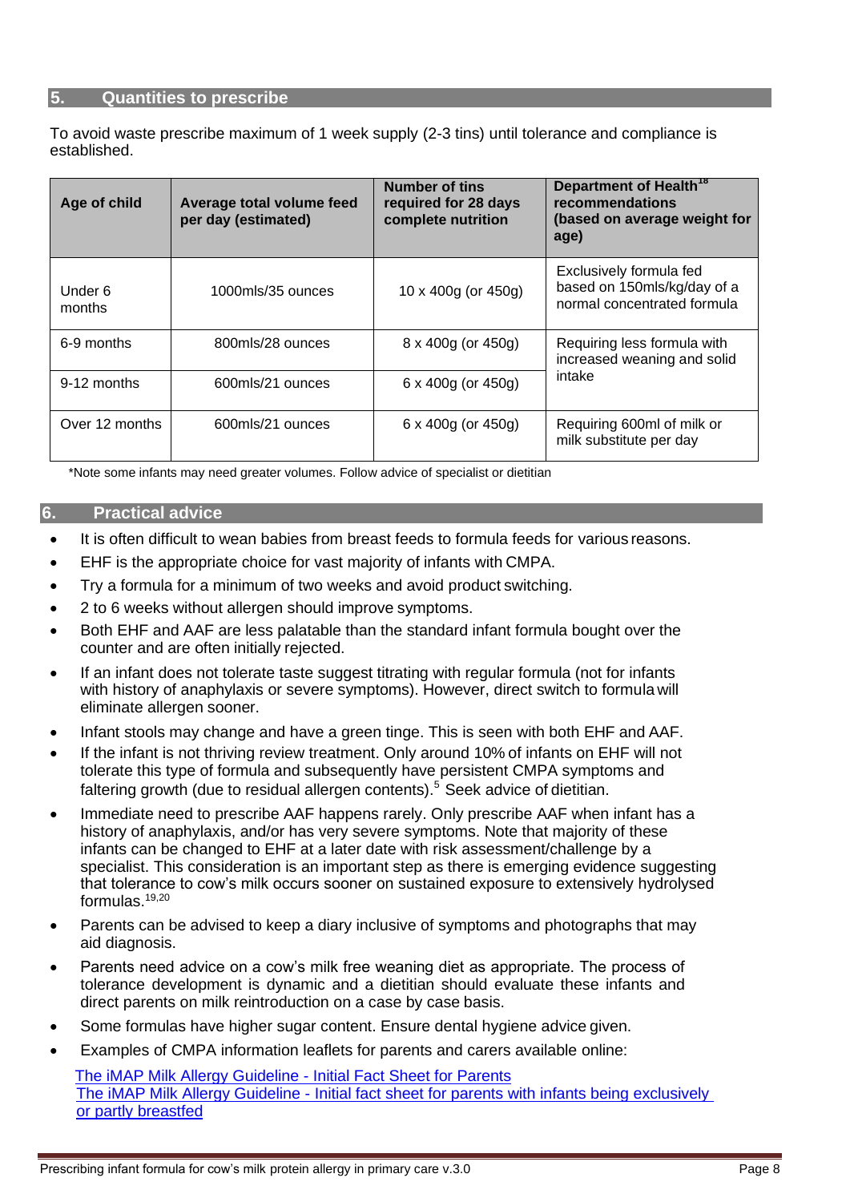## 5. Quantities to prescribe

To avoid waste prescribe maximum of 1 week supply (2-3 tins) until tolerance and compliance is established.

| Age of child | Average total volume feed per day (estimated) | Number of tins required for 28 days complete nutrition | Department of Health[18] recommendations (based on average weight for age) |
|---|---|---|---|
| Under 6 months | 1000mls/35 ounces | 10 x 400g (or 450g) | Exclusively formula fed based on 150mls/kg/day of a normal concentrated formula |
| 6-9 months | 800mls/28 ounces | 8 x 400g (or 450g) | Requiring less formula with increased weaning and solid intake |
| 9-12 months | 600mls/21 ounces | 6 x 400g (or 450g) | |
| Over 12 months | 600mls/21 ounces | 6 x 400g (or 450g) | Requiring 600ml of milk or milk substitute per day |

*Note some infants may need greater volumes. Follow advice of specialist or dietitian

## 6. Practical advice

- It is often difficult to wean babies from breast feeds to formula feeds for various reasons.
- EHF is the appropriate choice for vast majority of infants with CMPA.
- Try a formula for a minimum of two weeks and avoid product switching.
- 2 to 6 weeks without allergen should improve symptoms.
- Both EHF and AAF are less palatable than the standard infant formula bought over the counter and are often initially rejected.
- If an infant does not tolerate taste suggest titrating with regular formula (not for infants with history of anaphylaxis or severe symptoms). However, direct switch to formula will eliminate allergen sooner.
- Infant stools may change and have a green tinge. This is seen with both EHF and AAF.
- If the infant is not thriving review treatment. Only around 10% of infants on EHF will not tolerate this type of formula and subsequently have persistent CMPA symptoms and faltering growth (due to residual allergen contents).[5] Seek advice of dietitian.
- Immediate need to prescribe AAF happens rarely. Only prescribe AAF when infant has a history of anaphylaxis, and/or has very severe symptoms. Note that majority of these infants can be changed to EHF at a later date with risk assessment/challenge by a specialist. This consideration is an important step as there is emerging evidence suggesting that tolerance to cow's milk occurs sooner on sustained exposure to extensively hydrolysed formulas.[19,20]
- Parents can be advised to keep a diary inclusive of symptoms and photographs that may aid diagnosis.
- Parents need advice on a cow's milk free weaning diet as appropriate. The process of tolerance development is dynamic and a dietitian should evaluate these infants and direct parents on milk reintroduction on a case by case basis.
- Some formulas have higher sugar content. Ensure dental hygiene advice given.
- Examples of CMPA information leaflets for parents and carers available online:

  The iMAP Milk Allergy Guideline - Initial Fact Sheet for Parents
  The iMAP Milk Allergy Guideline - Initial fact sheet for parents with infants being exclusively or partly breastfed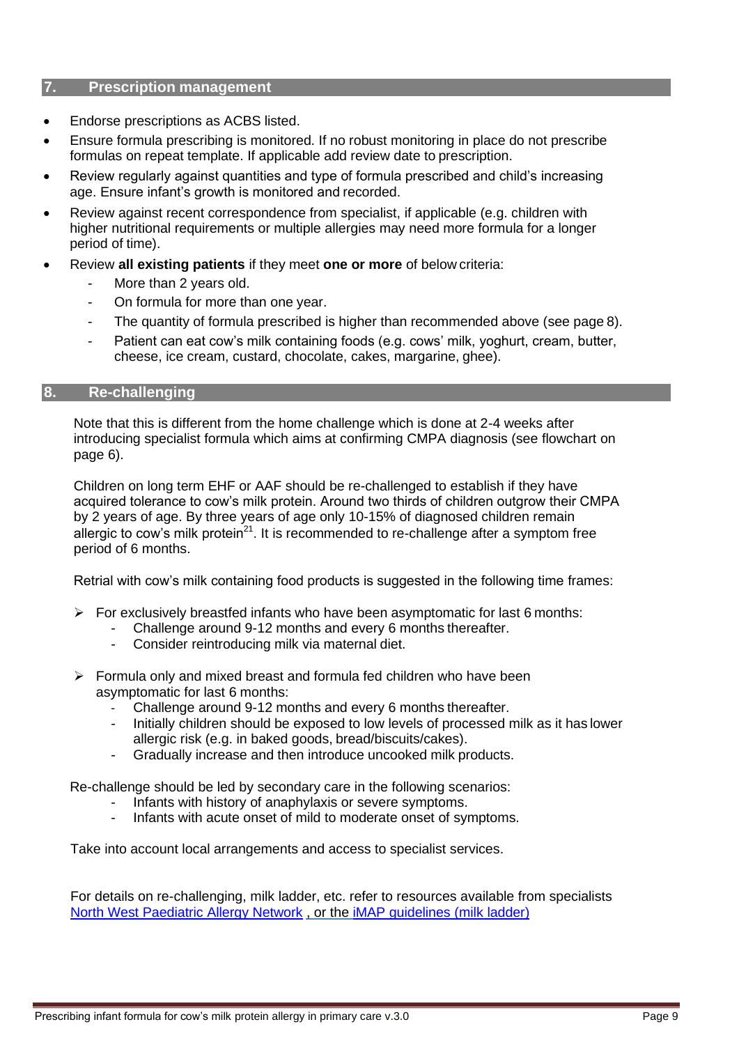## 7. Prescription management

- Endorse prescriptions as ACBS listed.
- Ensure formula prescribing is monitored. If no robust monitoring in place do not prescribe formulas on repeat template. If applicable add review date to prescription.
- Review regularly against quantities and type of formula prescribed and child's increasing age. Ensure infant's growth is monitored and recorded.
- Review against recent correspondence from specialist, if applicable (e.g. children with higher nutritional requirements or multiple allergies may need more formula for a longer period of time).
- Review **all existing patients** if they meet **one or more** of below criteria:
  - More than 2 years old.
  - On formula for more than one year.
  - The quantity of formula prescribed is higher than recommended above (see page 8).
  - Patient can eat cow's milk containing foods (e.g. cows' milk, yoghurt, cream, butter, cheese, ice cream, custard, chocolate, cakes, margarine, ghee).

## 8. Re-challenging

Note that this is different from the home challenge which is done at 2-4 weeks after introducing specialist formula which aims at confirming CMPA diagnosis (see flowchart on page 6).

Children on long term EHF or AAF should be re-challenged to establish if they have acquired tolerance to cow's milk protein. Around two thirds of children outgrow their CMPA by 2 years of age. By three years of age only 10-15% of diagnosed children remain allergic to cow's milk protein[21]. It is recommended to re-challenge after a symptom free period of 6 months.

Retrial with cow's milk containing food products is suggested in the following time frames:

- For exclusively breastfed infants who have been asymptomatic for last 6 months:
  - Challenge around 9-12 months and every 6 months thereafter.
  - Consider reintroducing milk via maternal diet.

- Formula only and mixed breast and formula fed children who have been asymptomatic for last 6 months:
  - Challenge around 9-12 months and every 6 months thereafter.
  - Initially children should be exposed to low levels of processed milk as it has lower allergic risk (e.g. in baked goods, bread/biscuits/cakes).
  - Gradually increase and then introduce uncooked milk products.

Re-challenge should be led by secondary care in the following scenarios:

- Infants with history of anaphylaxis or severe symptoms.
- Infants with acute onset of mild to moderate onset of symptoms.

Take into account local arrangements and access to specialist services.

For details on re-challenging, milk ladder, etc. refer to resources available from specialists North West Paediatric Allergy Network , or the iMAP guidelines (milk ladder)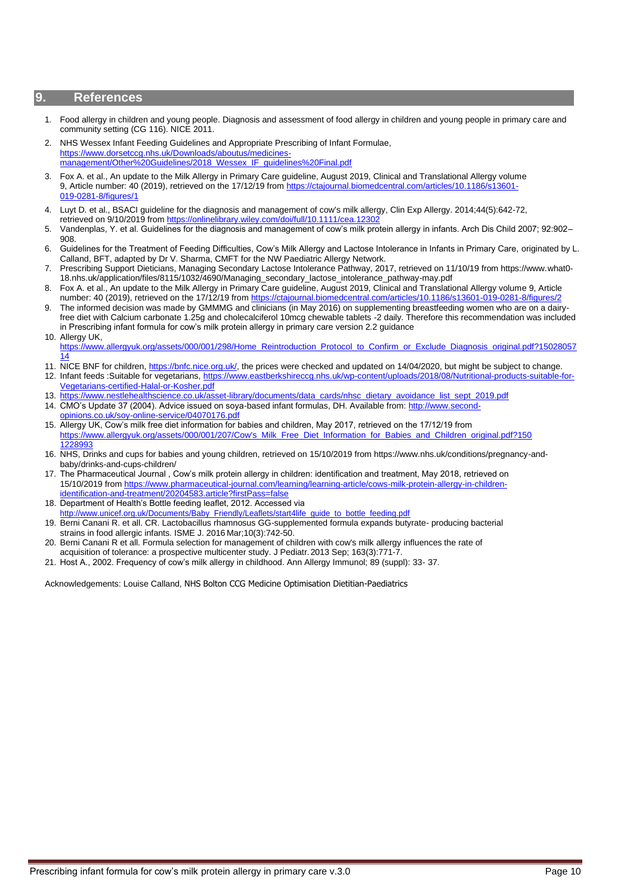## 9. References

1. Food allergy in children and young people. Diagnosis and assessment of food allergy in children and young people in primary care and community setting (CG 116). NICE 2011.
2. NHS Wessex Infant Feeding Guidelines and Appropriate Prescribing of Infant Formulae, https://www.dorsetccg.nhs.uk/Downloads/aboutus/medicines-management/Other%20Guidelines/2018_Wessex_IF_guidelines%20Final.pdf
3. Fox A. et al., An update to the Milk Allergy in Primary Care guideline, August 2019, Clinical and Translational Allergy volume 9, Article number: 40 (2019), retrieved on the 17/12/19 from https://ctajournal.biomedcentral.com/articles/10.1186/s13601-019-0281-8/figures/1
4. Luyt D. et al., BSACI guideline for the diagnosis and management of cow's milk allergy, Clin Exp Allergy. 2014;44(5):642-72, retrieved on 9/10/2019 from https://onlinelibrary.wiley.com/doi/full/10.1111/cea.12302
5. Vandenplas, Y. et al. Guidelines for the diagnosis and management of cow's milk protein allergy in infants. Arch Dis Child 2007; 92:902–908.
6. Guidelines for the Treatment of Feeding Difficulties, Cow's Milk Allergy and Lactose Intolerance in Infants in Primary Care, originated by L. Calland, BFT, adapted by Dr V. Sharma, CMFT for the NW Paediatric Allergy Network.
7. Prescribing Support Dieticians, Managing Secondary Lactose Intolerance Pathway, 2017, retrieved on 11/10/19 from https://www.what0-18.nhs.uk/application/files/8115/1032/4690/Managing_secondary_lactose_intolerance_pathway-may.pdf
8. Fox A. et al., An update to the Milk Allergy in Primary Care guideline, August 2019, Clinical and Translational Allergy volume 9, Article number: 40 (2019), retrieved on the 17/12/19 from https://ctajournal.biomedcentral.com/articles/10.1186/s13601-019-0281-8/figures/2
9. The informed decision was made by GMMMG and clinicians (in May 2016) on supplementing breastfeeding women who are on a dairy-free diet with Calcium carbonate 1.25g and cholecalciferol 10mcg chewable tablets -2 daily. Therefore this recommendation was included in Prescribing infant formula for cow's milk protein allergy in primary care version 2.2 guidance
10. Allergy UK, https://www.allergyuk.org/assets/000/001/298/Home_Reintroduction_Protocol_to_Confirm_or_Exclude_Diagnosis_original.pdf?1502805714
11. NICE BNF for children, https://bnfc.nice.org.uk/, the prices were checked and updated on 14/04/2020, but might be subject to change.
12. Infant feeds :Suitable for vegetarians, https://www.eastberkshireccg.nhs.uk/wp-content/uploads/2018/08/Nutritional-products-suitable-for-Vegetarians-certified-Halal-or-Kosher.pdf
13. https://www.nestlehealthscience.co.uk/asset-library/documents/data_cards/nhsc_dietary_avoidance_list_sept_2019.pdf
14. CMO's Update 37 (2004). Advice issued on soya-based infant formulas, DH. Available from: http://www.second-opinions.co.uk/soy-online-service/04070176.pdf
15. Allergy UK, Cow's milk free diet information for babies and children, May 2017, retrieved on the 17/12/19 from https://www.allergyuk.org/assets/000/001/207/Cow's_Milk_Free_Diet_Information_for_Babies_and_Children_original.pdf?1501228993
16. NHS, Drinks and cups for babies and young children, retrieved on 15/10/2019 from https://www.nhs.uk/conditions/pregnancy-and-baby/drinks-and-cups-children/
17. The Pharmaceutical Journal , Cow's milk protein allergy in children: identification and treatment, May 2018, retrieved on 15/10/2019 from https://www.pharmaceutical-journal.com/learning/learning-article/cows-milk-protein-allergy-in-children-identification-and-treatment/20204583.article?firstPass=false
18. Department of Health's Bottle feeding leaflet, 2012. Accessed via http://www.unicef.org.uk/Documents/Baby_Friendly/Leaflets/start4life_guide_to_bottle_feeding.pdf
19. Berni Canani R. et all. CR. Lactobacillus rhamnosus GG-supplemented formula expands butyrate- producing bacterial strains in food allergic infants. ISME J. 2016 Mar;10(3):742-50.
20. Berni Canani R et all. Formula selection for management of children with cow's milk allergy influences the rate of acquisition of tolerance: a prospective multicenter study. J Pediatr. 2013 Sep; 163(3):771-7.
21. Host A., 2002. Frequency of cow's milk allergy in childhood. Ann Allergy Immunol; 89 (suppl): 33- 37.

Acknowledgements: Louise Calland, NHS Bolton CCG Medicine Optimisation Dietitian-Paediatrics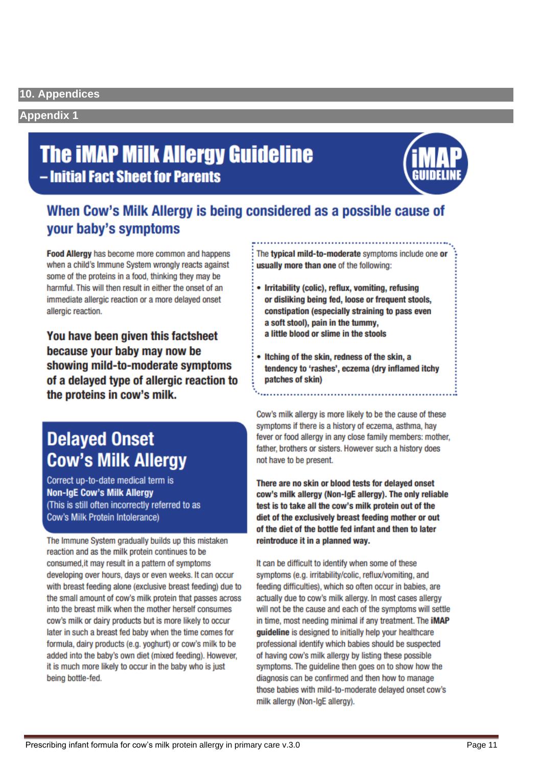## 10. Appendices

### Appendix 1

# The iMAP Milk Allergy Guideline

## – Initial Fact Sheet for Parents

iMAP GUIDELINE

## When Cow's Milk Allergy is being considered as a possible cause of your baby's symptoms

**Food Allergy** has become more common and happens when a child's Immune System wrongly reacts against some of the proteins in a food, thinking they may be harmful. This will then result in either the onset of an immediate allergic reaction or a more delayed onset allergic reaction.

**You have been given this factsheet because your baby may now be showing mild-to-moderate symptoms of a delayed type of allergic reaction to the proteins in cow's milk.**

## Delayed Onset Cow's Milk Allergy

Correct up-to-date medical term is **Non-IgE Cow's Milk Allergy** (This is still often incorrectly referred to as Cow's Milk Protein Intolerance)

The Immune System gradually builds up this mistaken reaction and as the milk protein continues to be consumed,it may result in a pattern of symptoms developing over hours, days or even weeks. It can occur with breast feeding alone (exclusive breast feeding) due to the small amount of cow's milk protein that passes across into the breast milk when the mother herself consumes cow's milk or dairy products but is more likely to occur later in such a breast fed baby when the time comes for formula, dairy products (e.g. yoghurt) or cow's milk to be added into the baby's own diet (mixed feeding). However, it is much more likely to occur in the baby who is just being bottle-fed.

The **typical mild-to-moderate** symptoms include one **or usually more than one** of the following:

- **Irritability (colic), reflux, vomiting, refusing or disliking being fed, loose or frequent stools, constipation (especially straining to pass even a soft stool), pain in the tummy, a little blood or slime in the stools**
- **Itching of the skin, redness of the skin, a tendency to 'rashes', eczema (dry inflamed itchy patches of skin)**

Cow's milk allergy is more likely to be the cause of these symptoms if there is a history of eczema, asthma, hay fever or food allergy in any close family members: mother, father, brothers or sisters. However such a history does not have to be present.

**There are no skin or blood tests for delayed onset cow's milk allergy (Non-IgE allergy). The only reliable test is to take all the cow's milk protein out of the diet of the exclusively breast feeding mother or out of the diet of the bottle fed infant and then to later reintroduce it in a planned way.**

It can be difficult to identify when some of these symptoms (e.g. irritability/colic, reflux/vomiting, and feeding difficulties), which so often occur in babies, are actually due to cow's milk allergy. In most cases allergy will not be the cause and each of the symptoms will settle in time, most needing minimal if any treatment. The **iMAP guideline** is designed to initially help your healthcare professional identify which babies should be suspected of having cow's milk allergy by listing these possible symptoms. The guideline then goes on to show how the diagnosis can be confirmed and then how to manage those babies with mild-to-moderate delayed onset cow's milk allergy (Non-IgE allergy).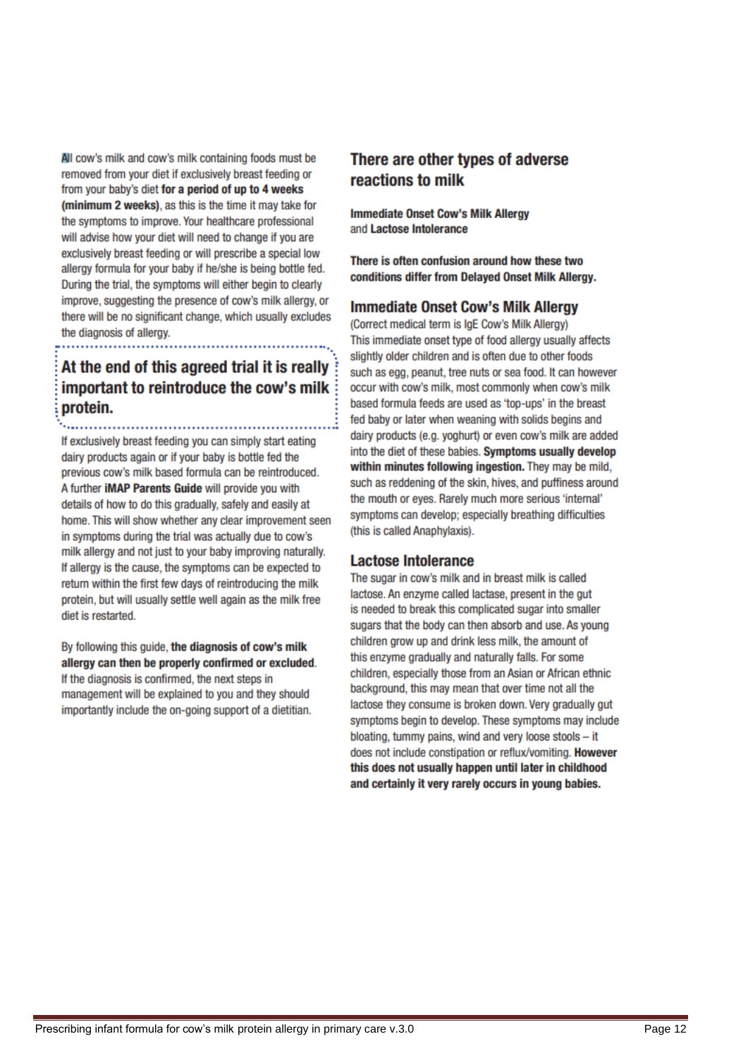All cow's milk and cow's milk containing foods must be removed from your diet if exclusively breast feeding or from your baby's diet **for a period of up to 4 weeks (minimum 2 weeks)**, as this is the time it may take for the symptoms to improve. Your healthcare professional will advise how your diet will need to change if you are exclusively breast feeding or will prescribe a special low allergy formula for your baby if he/she is being bottle fed. During the trial, the symptoms will either begin to clearly improve, suggesting the presence of cow's milk allergy, or there will be no significant change, which usually excludes the diagnosis of allergy.

**At the end of this agreed trial it is really important to reintroduce the cow's milk protein.**

If exclusively breast feeding you can simply start eating dairy products again or if your baby is bottle fed the previous cow's milk based formula can be reintroduced. A further **iMAP Parents Guide** will provide you with details of how to do this gradually, safely and easily at home. This will show whether any clear improvement seen in symptoms during the trial was actually due to cow's milk allergy and not just to your baby improving naturally. If allergy is the cause, the symptoms can be expected to return within the first few days of reintroducing the milk protein, but will usually settle well again as the milk free diet is restarted.

By following this guide, **the diagnosis of cow's milk allergy can then be properly confirmed or excluded**. If the diagnosis is confirmed, the next steps in management will be explained to you and they should importantly include the on-going support of a dietitian.

## There are other types of adverse reactions to milk

**Immediate Onset Cow's Milk Allergy** and **Lactose Intolerance**

**There is often confusion around how these two conditions differ from Delayed Onset Milk Allergy.**

### Immediate Onset Cow's Milk Allergy

(Correct medical term is IgE Cow's Milk Allergy)

This immediate onset type of food allergy usually affects slightly older children and is often due to other foods such as egg, peanut, tree nuts or sea food. It can however occur with cow's milk, most commonly when cow's milk based formula feeds are used as 'top-ups' in the breast fed baby or later when weaning with solids begins and dairy products (e.g. yoghurt) or even cow's milk are added into the diet of these babies. **Symptoms usually develop within minutes following ingestion.** They may be mild, such as reddening of the skin, hives, and puffiness around the mouth or eyes. Rarely much more serious 'internal' symptoms can develop; especially breathing difficulties (this is called Anaphylaxis).

### Lactose Intolerance

The sugar in cow's milk and in breast milk is called lactose. An enzyme called lactase, present in the gut is needed to break this complicated sugar into smaller sugars that the body can then absorb and use. As young children grow up and drink less milk, the amount of this enzyme gradually and naturally falls. For some children, especially those from an Asian or African ethnic background, this may mean that over time not all the lactose they consume is broken down. Very gradually gut symptoms begin to develop. These symptoms may include bloating, tummy pains, wind and very loose stools – it does not include constipation or reflux/vomiting. **However this does not usually happen until later in childhood and certainly it very rarely occurs in young babies.**